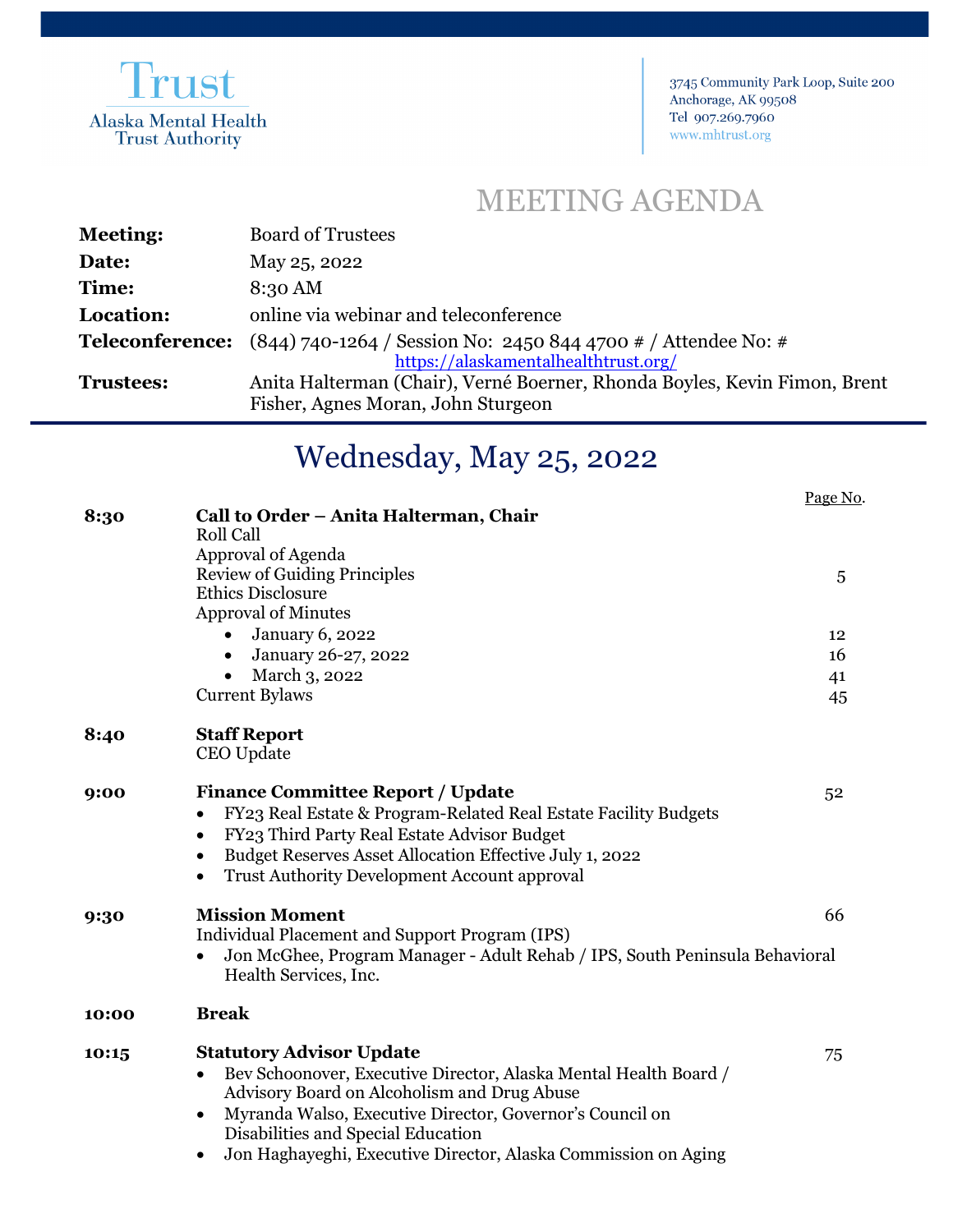Trust
Alaska Mental Health Trust Authority

3745 Community Park Loop, Suite 200
Anchorage, AK 99508
Tel 907.269.7960
www.mhtrust.org

# MEETING AGENDA

| | |
|---|---|
| **Meeting:** | Board of Trustees |
| **Date:** | May 25, 2022 |
| **Time:** | 8:30 AM |
| **Location:** | online via webinar and teleconference |
| **Teleconference:** | (844) 740-1264 / Session No: 2450 844 4700 # / Attendee No: # https://alaskamentalhealthtrust.org/ |
| **Trustees:** | Anita Halterman (Chair), Verné Boerner, Rhonda Boyles, Kevin Fimon, Brent Fisher, Agnes Moran, John Sturgeon |

## Wednesday, May 25, 2022

| | | Page No. |
|---|---|---|
| **8:30** | **Call to Order – Anita Halterman, Chair** | |
| | Roll Call | |
| | Approval of Agenda | |
| | Review of Guiding Principles | 5 |
| | Ethics Disclosure | |
| | Approval of Minutes | |
| | • January 6, 2022 | 12 |
| | • January 26-27, 2022 | 16 |
| | • March 3, 2022 | 41 |
| | Current Bylaws | 45 |
| **8:40** | **Staff Report** | |
| | CEO Update | |
| **9:00** | **Finance Committee Report / Update** | 52 |
| | • FY23 Real Estate & Program-Related Real Estate Facility Budgets | |
| | • FY23 Third Party Real Estate Advisor Budget | |
| | • Budget Reserves Asset Allocation Effective July 1, 2022 | |
| | • Trust Authority Development Account approval | |
| **9:30** | **Mission Moment** | 66 |
| | Individual Placement and Support Program (IPS) | |
| | • Jon McGhee, Program Manager - Adult Rehab / IPS, South Peninsula Behavioral Health Services, Inc. | |
| **10:00** | **Break** | |
| **10:15** | **Statutory Advisor Update** | 75 |
| | • Bev Schoonover, Executive Director, Alaska Mental Health Board / Advisory Board on Alcoholism and Drug Abuse | |
| | • Myranda Walso, Executive Director, Governor's Council on Disabilities and Special Education | |
| | • Jon Haghayeghi, Executive Director, Alaska Commission on Aging | |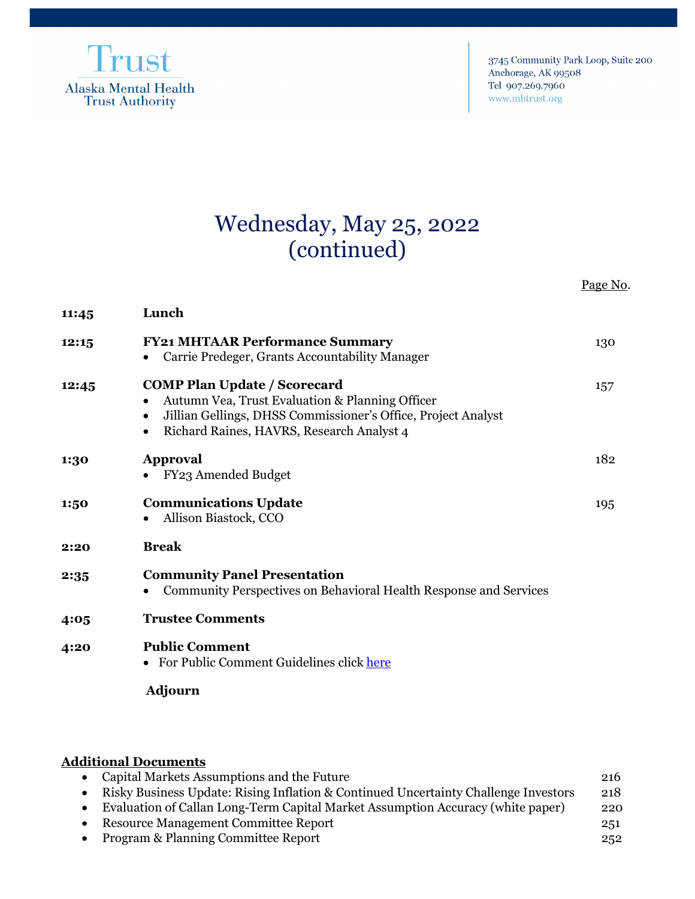Trust
Alaska Mental Health
Trust Authority

3745 Community Park Loop, Suite 200
Anchorage, AK 99508
Tel 907.269.7960
www.mhtrust.org

# Wednesday, May 25, 2022 (continued)

| | | Page No. |
|---|---|---|
| **11:45** | **Lunch** | |
| **12:15** | **FY21 MHTAAR Performance Summary**<br>• Carrie Predeger, Grants Accountability Manager | 130 |
| **12:45** | **COMP Plan Update / Scorecard**<br>• Autumn Vea, Trust Evaluation & Planning Officer<br>• Jillian Gellings, DHSS Commissioner's Office, Project Analyst<br>• Richard Raines, HAVRS, Research Analyst 4 | 157 |
| **1:30** | **Approval**<br>• FY23 Amended Budget | 182 |
| **1:50** | **Communications Update**<br>• Allison Biastock, CCO | 195 |
| **2:20** | **Break** | |
| **2:35** | **Community Panel Presentation**<br>• Community Perspectives on Behavioral Health Response and Services | |
| **4:05** | **Trustee Comments** | |
| **4:20** | **Public Comment**<br>• For Public Comment Guidelines click here | |
| | **Adjourn** | |

**Additional Documents**

| | |
|---|---|
| • Capital Markets Assumptions and the Future | 216 |
| • Risky Business Update: Rising Inflation & Continued Uncertainty Challenge Investors | 218 |
| • Evaluation of Callan Long-Term Capital Market Assumption Accuracy (white paper) | 220 |
| • Resource Management Committee Report | 251 |
| • Program & Planning Committee Report | 252 |